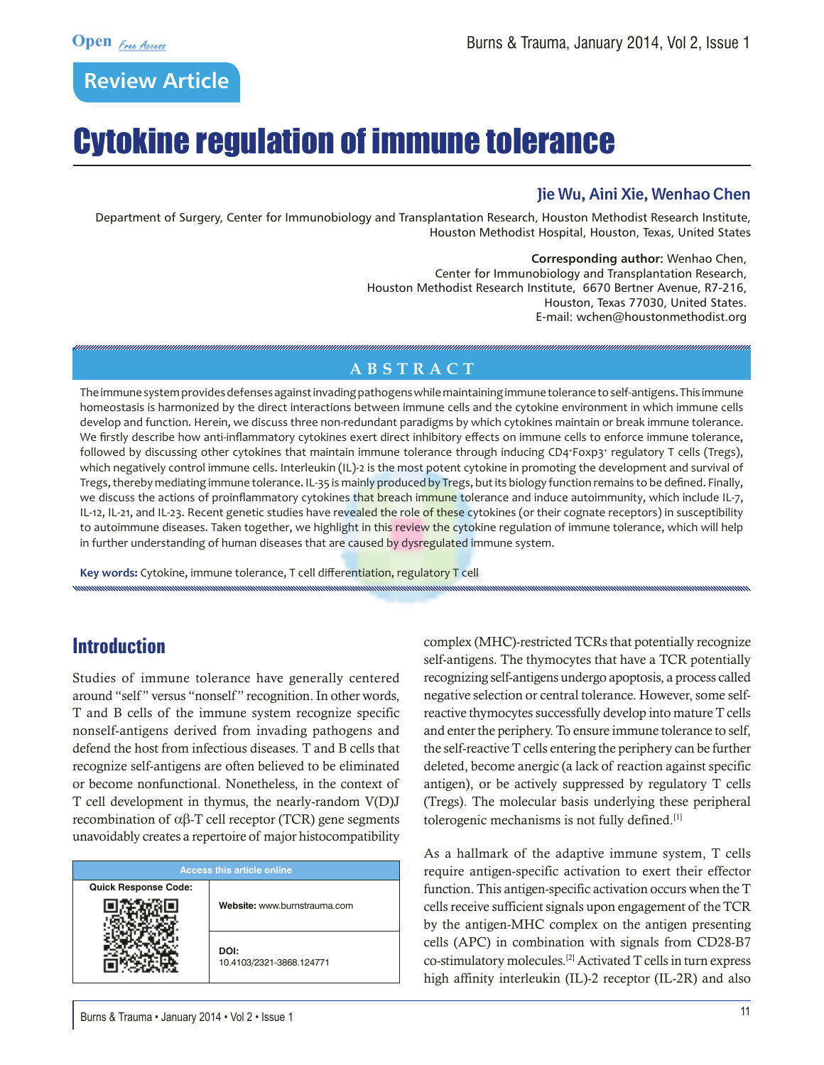Review Article

# Cytokine regulation of immune tolerance

**Jie Wu, Aini Xie, Wenhao Chen**

Department of Surgery, Center for Immunobiology and Transplantation Research, Houston Methodist Research Institute, Houston Methodist Hospital, Houston, Texas, United States

**Corresponding author:** Wenhao Chen, Center for Immunobiology and Transplantation Research, Houston Methodist Research Institute, 6670 Bertner Avenue, R7-216, Houston, Texas 77030, United States. E-mail: wchen@houstonmethodist.org

## ABSTRACT

The immune system provides defenses against invading pathogens while maintaining immune tolerance to self-antigens. This immune homeostasis is harmonized by the direct interactions between immune cells and the cytokine environment in which immune cells develop and function. Herein, we discuss three non-redundant paradigms by which cytokines maintain or break immune tolerance. We firstly describe how anti-inflammatory cytokines exert direct inhibitory effects on immune cells to enforce immune tolerance, followed by discussing other cytokines that maintain immune tolerance through inducing $CD4^+Foxp3^+$ regulatory T cells (Tregs), which negatively control immune cells. Interleukin (IL)-2 is the most potent cytokine in promoting the development and survival of Tregs, thereby mediating immune tolerance. IL-35 is mainly produced by Tregs, but its biology function remains to be defined. Finally, we discuss the actions of proinflammatory cytokines that breach immune tolerance and induce autoimmunity, which include IL-7, IL-12, IL-21, and IL-23. Recent genetic studies have revealed the role of these cytokines (or their cognate receptors) in susceptibility to autoimmune diseases. Taken together, we highlight in this review the cytokine regulation of immune tolerance, which will help in further understanding of human diseases that are caused by dysregulated immune system.

**Key words:** Cytokine, immune tolerance, T cell differentiation, regulatory T cell

| Access this article online | |
|---|---|
| Quick Response Code: | Website: www.burnstrauma.com |
| | DOI: 10.4103/2321-3868.124771 |

## Introduction

Studies of immune tolerance have generally centered around "self" versus "nonself" recognition. In other words, T and B cells of the immune system recognize specific nonself-antigens derived from invading pathogens and defend the host from infectious diseases. T and B cells that recognize self-antigens are often believed to be eliminated or become nonfunctional. Nonetheless, in the context of T cell development in thymus, the nearly-random V(D)J recombination of αβ-T cell receptor (TCR) gene segments unavoidably creates a repertoire of major histocompatibility complex (MHC)-restricted TCRs that potentially recognize self-antigens. The thymocytes that have a TCR potentially recognizing self-antigens undergo apoptosis, a process called negative selection or central tolerance. However, some self-reactive thymocytes successfully develop into mature T cells and enter the periphery. To ensure immune tolerance to self, the self-reactive T cells entering the periphery can be further deleted, become anergic (a lack of reaction against specific antigen), or be actively suppressed by regulatory T cells (Tregs). The molecular basis underlying these peripheral tolerogenic mechanisms is not fully defined.[1]

As a hallmark of the adaptive immune system, T cells require antigen-specific activation to exert their effector function. This antigen-specific activation occurs when the T cells receive sufficient signals upon engagement of the TCR by the antigen-MHC complex on the antigen presenting cells (APC) in combination with signals from CD28-B7 co-stimulatory molecules.[2] Activated T cells in turn express high affinity interleukin (IL)-2 receptor (IL-2R) and also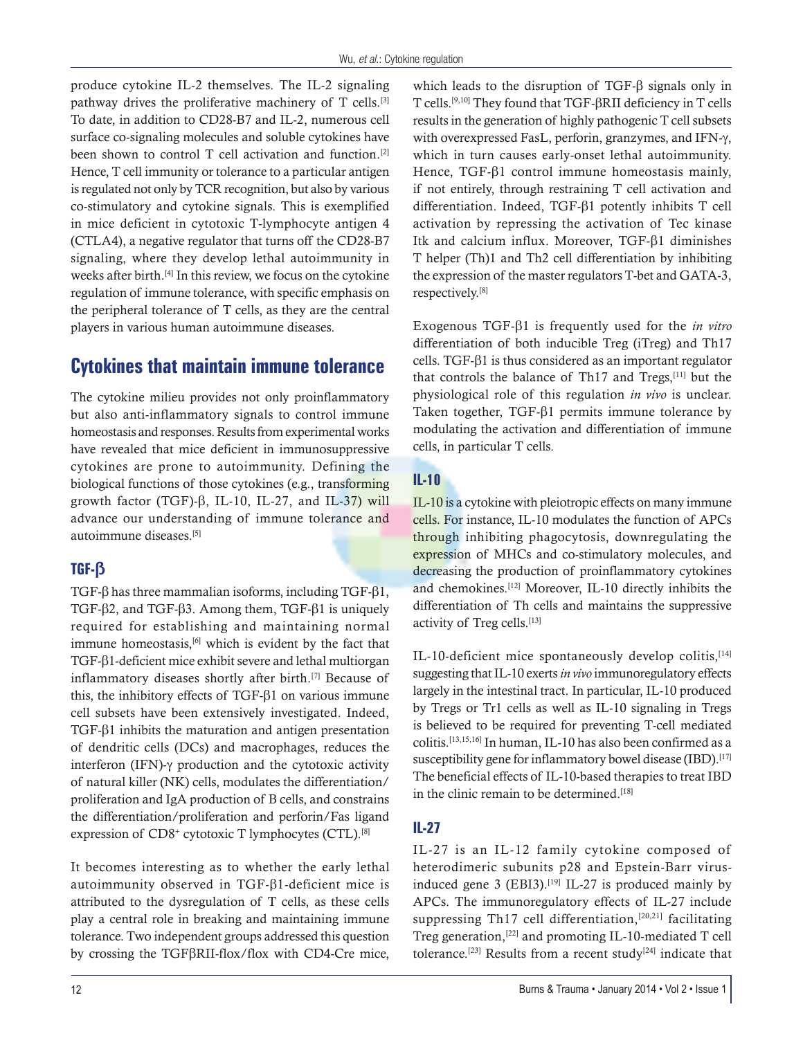produce cytokine IL-2 themselves. The IL-2 signaling pathway drives the proliferative machinery of T cells.[3] To date, in addition to CD28-B7 and IL-2, numerous cell surface co-signaling molecules and soluble cytokines have been shown to control T cell activation and function.[2] Hence, T cell immunity or tolerance to a particular antigen is regulated not only by TCR recognition, but also by various co-stimulatory and cytokine signals. This is exemplified in mice deficient in cytotoxic T-lymphocyte antigen 4 (CTLA4), a negative regulator that turns off the CD28-B7 signaling, where they develop lethal autoimmunity in weeks after birth.[4] In this review, we focus on the cytokine regulation of immune tolerance, with specific emphasis on the peripheral tolerance of T cells, as they are the central players in various human autoimmune diseases.

## Cytokines that maintain immune tolerance

The cytokine milieu provides not only proinflammatory but also anti-inflammatory signals to control immune homeostasis and responses. Results from experimental works have revealed that mice deficient in immunosuppressive cytokines are prone to autoimmunity. Defining the biological functions of those cytokines (e.g., transforming growth factor (TGF)-β, IL-10, IL-27, and IL-37) will advance our understanding of immune tolerance and autoimmune diseases.[5]

### TGF-β

TGF-β has three mammalian isoforms, including TGF-β1, TGF-β2, and TGF-β3. Among them, TGF-β1 is uniquely required for establishing and maintaining normal immune homeostasis,[6] which is evident by the fact that TGF-β1-deficient mice exhibit severe and lethal multiorgan inflammatory diseases shortly after birth.[7] Because of this, the inhibitory effects of TGF-β1 on various immune cell subsets have been extensively investigated. Indeed, TGF-β1 inhibits the maturation and antigen presentation of dendritic cells (DCs) and macrophages, reduces the interferon (IFN)-γ production and the cytotoxic activity of natural killer (NK) cells, modulates the differentiation/proliferation and IgA production of B cells, and constrains the differentiation/proliferation and perforin/Fas ligand expression of CD8$^+$ cytotoxic T lymphocytes (CTL).[8]

It becomes interesting as to whether the early lethal autoimmunity observed in TGF-β1-deficient mice is attributed to the dysregulation of T cells, as these cells play a central role in breaking and maintaining immune tolerance. Two independent groups addressed this question by crossing the TGFβRII-flox/flox with CD4-Cre mice, which leads to the disruption of TGF-β signals only in T cells.[9,10] They found that TGF-βRII deficiency in T cells results in the generation of highly pathogenic T cell subsets with overexpressed FasL, perforin, granzymes, and IFN-γ, which in turn causes early-onset lethal autoimmunity. Hence, TGF-β1 control immune homeostasis mainly, if not entirely, through restraining T cell activation and differentiation. Indeed, TGF-β1 potently inhibits T cell activation by repressing the activation of Tec kinase Itk and calcium influx. Moreover, TGF-β1 diminishes T helper (Th)1 and Th2 cell differentiation by inhibiting the expression of the master regulators T-bet and GATA-3, respectively.[8]

Exogenous TGF-β1 is frequently used for the *in vitro* differentiation of both inducible Treg (iTreg) and Th17 cells. TGF-β1 is thus considered as an important regulator that controls the balance of Th17 and Tregs,[11] but the physiological role of this regulation *in vivo* is unclear. Taken together, TGF-β1 permits immune tolerance by modulating the activation and differentiation of immune cells, in particular T cells.

### IL-10

IL-10 is a cytokine with pleiotropic effects on many immune cells. For instance, IL-10 modulates the function of APCs through inhibiting phagocytosis, downregulating the expression of MHCs and co-stimulatory molecules, and decreasing the production of proinflammatory cytokines and chemokines.[12] Moreover, IL-10 directly inhibits the differentiation of Th cells and maintains the suppressive activity of Treg cells.[13]

IL-10-deficient mice spontaneously develop colitis,[14] suggesting that IL-10 exerts *in vivo* immunoregulatory effects largely in the intestinal tract. In particular, IL-10 produced by Tregs or Tr1 cells as well as IL-10 signaling in Tregs is believed to be required for preventing T-cell mediated colitis.[13,15,16] In human, IL-10 has also been confirmed as a susceptibility gene for inflammatory bowel disease (IBD).[17] The beneficial effects of IL-10-based therapies to treat IBD in the clinic remain to be determined.[18]

### IL-27

IL-27 is an IL-12 family cytokine composed of heterodimeric subunits p28 and Epstein-Barr virus-induced gene 3 (EBI3).[19] IL-27 is produced mainly by APCs. The immunoregulatory effects of IL-27 include suppressing Th17 cell differentiation,[20,21] facilitating Treg generation,[22] and promoting IL-10-mediated T cell tolerance.[23] Results from a recent study[24] indicate that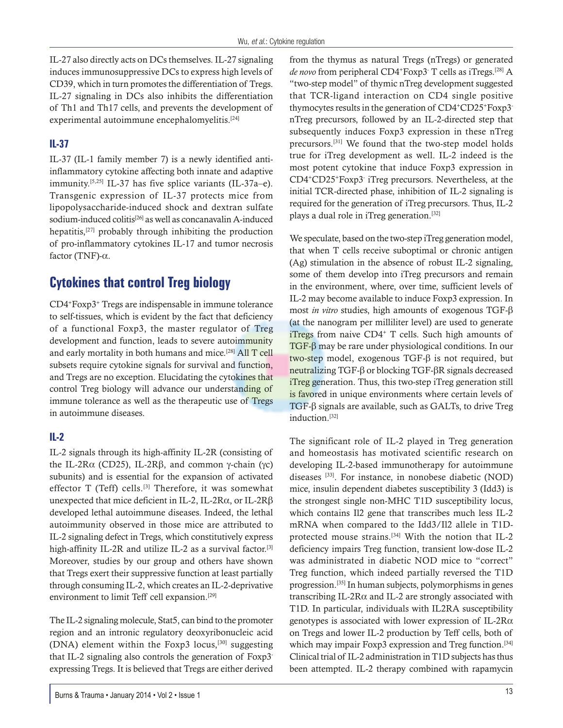IL-27 also directly acts on DCs themselves. IL-27 signaling induces immunosuppressive DCs to express high levels of CD39, which in turn promotes the differentiation of Tregs. IL-27 signaling in DCs also inhibits the differentiation of Th1 and Th17 cells, and prevents the development of experimental autoimmune encephalomyelitis.[24]

### IL-37

IL-37 (IL-1 family member 7) is a newly identified anti-inflammatory cytokine affecting both innate and adaptive immunity.[5,25] IL-37 has five splice variants (IL-37a–e). Transgenic expression of IL-37 protects mice from lipopolysaccharide-induced shock and dextran sulfate sodium-induced colitis[26] as well as concanavalin A-induced hepatitis,[27] probably through inhibiting the production of pro-inflammatory cytokines IL-17 and tumor necrosis factor (TNF)-α.

## Cytokines that control Treg biology

CD4$^+$Foxp3$^+$ Tregs are indispensable in immune tolerance to self-tissues, which is evident by the fact that deficiency of a functional Foxp3, the master regulator of Treg development and function, leads to severe autoimmunity and early mortality in both humans and mice.[28] All T cell subsets require cytokine signals for survival and function, and Tregs are no exception. Elucidating the cytokines that control Treg biology will advance our understanding of immune tolerance as well as the therapeutic use of Tregs in autoimmune diseases.

### IL-2

IL-2 signals through its high-affinity IL-2R (consisting of the IL-2Rα (CD25), IL-2Rβ, and common γ-chain (γc) subunits) and is essential for the expansion of activated effector T (Teff) cells.[3] Therefore, it was somewhat unexpected that mice deficient in IL-2, IL-2Rα, or IL-2Rβ developed lethal autoimmune diseases. Indeed, the lethal autoimmunity observed in those mice are attributed to IL-2 signaling defect in Tregs, which constitutively express high-affinity IL-2R and utilize IL-2 as a survival factor.[3] Moreover, studies by our group and others have shown that Tregs exert their suppressive function at least partially through consuming IL-2, which creates an IL-2-deprivative environment to limit Teff cell expansion.[29]

The IL-2 signaling molecule, Stat5, can bind to the promoter region and an intronic regulatory deoxyribonucleic acid (DNA) element within the Foxp3 locus,[30] suggesting that IL-2 signaling also controls the generation of Foxp3-expressing Tregs. It is believed that Tregs are either derived from the thymus as natural Tregs (nTregs) or generated *de novo* from peripheral CD4$^+$Foxp3$^-$ T cells as iTregs.[28] A "two-step model" of thymic nTreg development suggested that TCR-ligand interaction on CD4 single positive thymocytes results in the generation of CD4$^+$CD25$^+$Foxp3$^-$ nTreg precursors, followed by an IL-2-directed step that subsequently induces Foxp3 expression in these nTreg precursors.[31] We found that the two-step model holds true for iTreg development as well. IL-2 indeed is the most potent cytokine that induce Foxp3 expression in CD4$^+$CD25$^+$Foxp3$^-$ iTreg precursors. Nevertheless, at the initial TCR-directed phase, inhibition of IL-2 signaling is required for the generation of iTreg precursors. Thus, IL-2 plays a dual role in iTreg generation.[32]

We speculate, based on the two-step iTreg generation model, that when T cells receive suboptimal or chronic antigen (Ag) stimulation in the absence of robust IL-2 signaling, some of them develop into iTreg precursors and remain in the environment, where, over time, sufficient levels of IL-2 may become available to induce Foxp3 expression. In most *in vitro* studies, high amounts of exogenous TGF-β (at the nanogram per milliliter level) are used to generate iTregs from naive CD4$^+$ T cells. Such high amounts of TGF-β may be rare under physiological conditions. In our two-step model, exogenous TGF-β is not required, but neutralizing TGF-β or blocking TGF-βR signals decreased iTreg generation. Thus, this two-step iTreg generation still is favored in unique environments where certain levels of TGF-β signals are available, such as GALTs, to drive Treg induction.[32]

The significant role of IL-2 played in Treg generation and homeostasis has motivated scientific research on developing IL-2-based immunotherapy for autoimmune diseases [33]. For instance, in nonobese diabetic (NOD) mice, insulin dependent diabetes susceptibility 3 (Idd3) is the strongest single non-MHC T1D susceptibility locus, which contains Il2 gene that transcribes much less IL-2 mRNA when compared to the Idd3/Il2 allele in T1D-protected mouse strains.[34] With the notion that IL-2 deficiency impairs Treg function, transient low-dose IL-2 was administrated in diabetic NOD mice to "correct" Treg function, which indeed partially reversed the T1D progression.[35] In human subjects, polymorphisms in genes transcribing IL-2Rα and IL-2 are strongly associated with T1D. In particular, individuals with IL2RA susceptibility genotypes is associated with lower expression of IL-2Rα on Tregs and lower IL-2 production by Teff cells, both of which may impair Foxp3 expression and Treg function.[34] Clinical trial of IL-2 administration in T1D subjects has thus been attempted. IL-2 therapy combined with rapamycin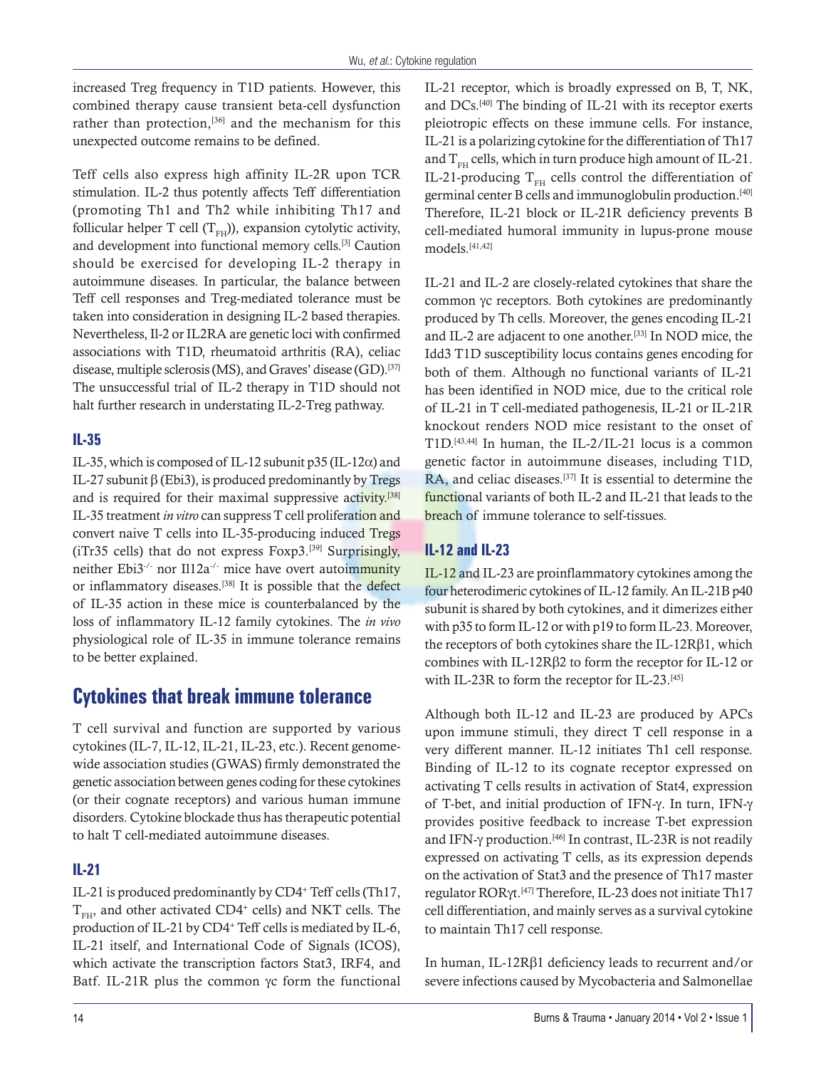increased Treg frequency in T1D patients. However, this combined therapy cause transient beta-cell dysfunction rather than protection,[36] and the mechanism for this unexpected outcome remains to be defined.

Teff cells also express high affinity IL-2R upon TCR stimulation. IL-2 thus potently affects Teff differentiation (promoting Th1 and Th2 while inhibiting Th17 and follicular helper T cell ($T_{FH}$)), expansion cytolytic activity, and development into functional memory cells.[3] Caution should be exercised for developing IL-2 therapy in autoimmune diseases. In particular, the balance between Teff cell responses and Treg-mediated tolerance must be taken into consideration in designing IL-2 based therapies. Nevertheless, Il-2 or IL2RA are genetic loci with confirmed associations with T1D, rheumatoid arthritis (RA), celiac disease, multiple sclerosis (MS), and Graves' disease (GD).[37] The unsuccessful trial of IL-2 therapy in T1D should not halt further research in understating IL-2-Treg pathway.

### IL-35

IL-35, which is composed of IL-12 subunit p35 (IL-12α) and IL-27 subunit β (Ebi3), is produced predominantly by Tregs and is required for their maximal suppressive activity.[38] IL-35 treatment *in vitro* can suppress T cell proliferation and convert naive T cells into IL-35-producing induced Tregs (iTr35 cells) that do not express Foxp3.[39] Surprisingly, neither $Ebi3^{-/-}$ nor $Il12a^{-/-}$ mice have overt autoimmunity or inflammatory diseases.[38] It is possible that the defect of IL-35 action in these mice is counterbalanced by the loss of inflammatory IL-12 family cytokines. The *in vivo* physiological role of IL-35 in immune tolerance remains to be better explained.

## Cytokines that break immune tolerance

T cell survival and function are supported by various cytokines (IL-7, IL-12, IL-21, IL-23, etc.). Recent genome-wide association studies (GWAS) firmly demonstrated the genetic association between genes coding for these cytokines (or their cognate receptors) and various human immune disorders. Cytokine blockade thus has therapeutic potential to halt T cell-mediated autoimmune diseases.

### IL-21

IL-21 is produced predominantly by $CD4^+$ Teff cells (Th17, $T_{FH}$, and other activated $CD4^+$ cells) and NKT cells. The production of IL-21 by $CD4^+$ Teff cells is mediated by IL-6, IL-21 itself, and International Code of Signals (ICOS), which activate the transcription factors Stat3, IRF4, and Batf. IL-21R plus the common γc form the functional IL-21 receptor, which is broadly expressed on B, T, NK, and DCs.[40] The binding of IL-21 with its receptor exerts pleiotropic effects on these immune cells. For instance, IL-21 is a polarizing cytokine for the differentiation of Th17 and $T_{FH}$ cells, which in turn produce high amount of IL-21. IL-21-producing $T_{FH}$ cells control the differentiation of germinal center B cells and immunoglobulin production.[40] Therefore, IL-21 block or IL-21R deficiency prevents B cell-mediated humoral immunity in lupus-prone mouse models.[41,42]

IL-21 and IL-2 are closely-related cytokines that share the common γc receptors. Both cytokines are predominantly produced by Th cells. Moreover, the genes encoding IL-21 and IL-2 are adjacent to one another.[33] In NOD mice, the Idd3 T1D susceptibility locus contains genes encoding for both of them. Although no functional variants of IL-21 has been identified in NOD mice, due to the critical role of IL-21 in T cell-mediated pathogenesis, IL-21 or IL-21R knockout renders NOD mice resistant to the onset of T1D.[43,44] In human, the IL-2/IL-21 locus is a common genetic factor in autoimmune diseases, including T1D, RA, and celiac diseases.[37] It is essential to determine the functional variants of both IL-2 and IL-21 that leads to the breach of immune tolerance to self-tissues.

### IL-12 and IL-23

IL-12 and IL-23 are proinflammatory cytokines among the four heterodimeric cytokines of IL-12 family. An IL-21B p40 subunit is shared by both cytokines, and it dimerizes either with p35 to form IL-12 or with p19 to form IL-23. Moreover, the receptors of both cytokines share the IL-12Rβ1, which combines with IL-12Rβ2 to form the receptor for IL-12 or with IL-23R to form the receptor for IL-23.[45]

Although both IL-12 and IL-23 are produced by APCs upon immune stimuli, they direct T cell response in a very different manner. IL-12 initiates Th1 cell response. Binding of IL-12 to its cognate receptor expressed on activating T cells results in activation of Stat4, expression of T-bet, and initial production of IFN-γ. In turn, IFN-γ provides positive feedback to increase T-bet expression and IFN-γ production.[46] In contrast, IL-23R is not readily expressed on activating T cells, as its expression depends on the activation of Stat3 and the presence of Th17 master regulator RORγt.[47] Therefore, IL-23 does not initiate Th17 cell differentiation, and mainly serves as a survival cytokine to maintain Th17 cell response.

In human, IL-12Rβ1 deficiency leads to recurrent and/or severe infections caused by Mycobacteria and Salmonellae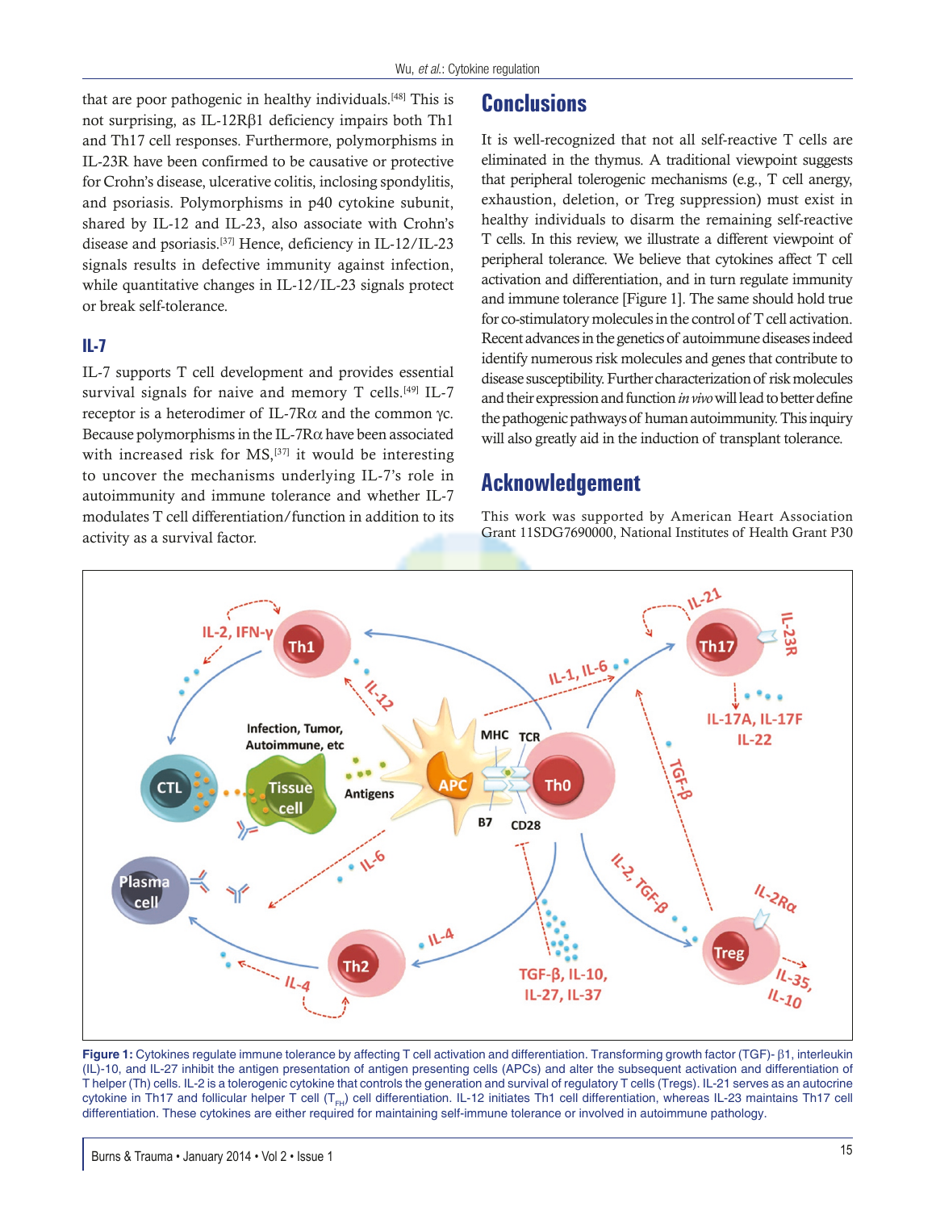that are poor pathogenic in healthy individuals.[48] This is not surprising, as IL-12Rβ1 deficiency impairs both Th1 and Th17 cell responses. Furthermore, polymorphisms in IL-23R have been confirmed to be causative or protective for Crohn's disease, ulcerative colitis, inclosing spondylitis, and psoriasis. Polymorphisms in p40 cytokine subunit, shared by IL-12 and IL-23, also associate with Crohn's disease and psoriasis.[37] Hence, deficiency in IL-12/IL-23 signals results in defective immunity against infection, while quantitative changes in IL-12/IL-23 signals protect or break self-tolerance.

### IL-7

IL-7 supports T cell development and provides essential survival signals for naive and memory T cells.[49] IL-7 receptor is a heterodimer of IL-7Rα and the common γc. Because polymorphisms in the IL-7Rα have been associated with increased risk for MS,[37] it would be interesting to uncover the mechanisms underlying IL-7's role in autoimmunity and immune tolerance and whether IL-7 modulates T cell differentiation/function in addition to its activity as a survival factor.

## Conclusions

It is well-recognized that not all self-reactive T cells are eliminated in the thymus. A traditional viewpoint suggests that peripheral tolerogenic mechanisms (e.g., T cell anergy, exhaustion, deletion, or Treg suppression) must exist in healthy individuals to disarm the remaining self-reactive T cells. In this review, we illustrate a different viewpoint of peripheral tolerance. We believe that cytokines affect T cell activation and differentiation, and in turn regulate immunity and immune tolerance [Figure 1]. The same should hold true for co-stimulatory molecules in the control of T cell activation. Recent advances in the genetics of autoimmune diseases indeed identify numerous risk molecules and genes that contribute to disease susceptibility. Further characterization of risk molecules and their expression and function *in vivo* will lead to better define the pathogenic pathways of human autoimmunity. This inquiry will also greatly aid in the induction of transplant tolerance.

## Acknowledgement

This work was supported by American Heart Association Grant 11SDG7690000, National Institutes of Health Grant P30

**Figure 1:** Cytokines regulate immune tolerance by affecting T cell activation and differentiation. Transforming growth factor (TGF)- β1, interleukin (IL)-10, and IL-27 inhibit the antigen presentation of antigen presenting cells (APCs) and alter the subsequent activation and differentiation of T helper (Th) cells. IL-2 is a tolerogenic cytokine that controls the generation and survival of regulatory T cells (Tregs). IL-21 serves as an autocrine cytokine in Th17 and follicular helper T cell ($T_{FH}$) cell differentiation. IL-12 initiates Th1 cell differentiation, whereas IL-23 maintains Th17 cell differentiation. These cytokines are either required for maintaining self-immune tolerance or involved in autoimmune pathology.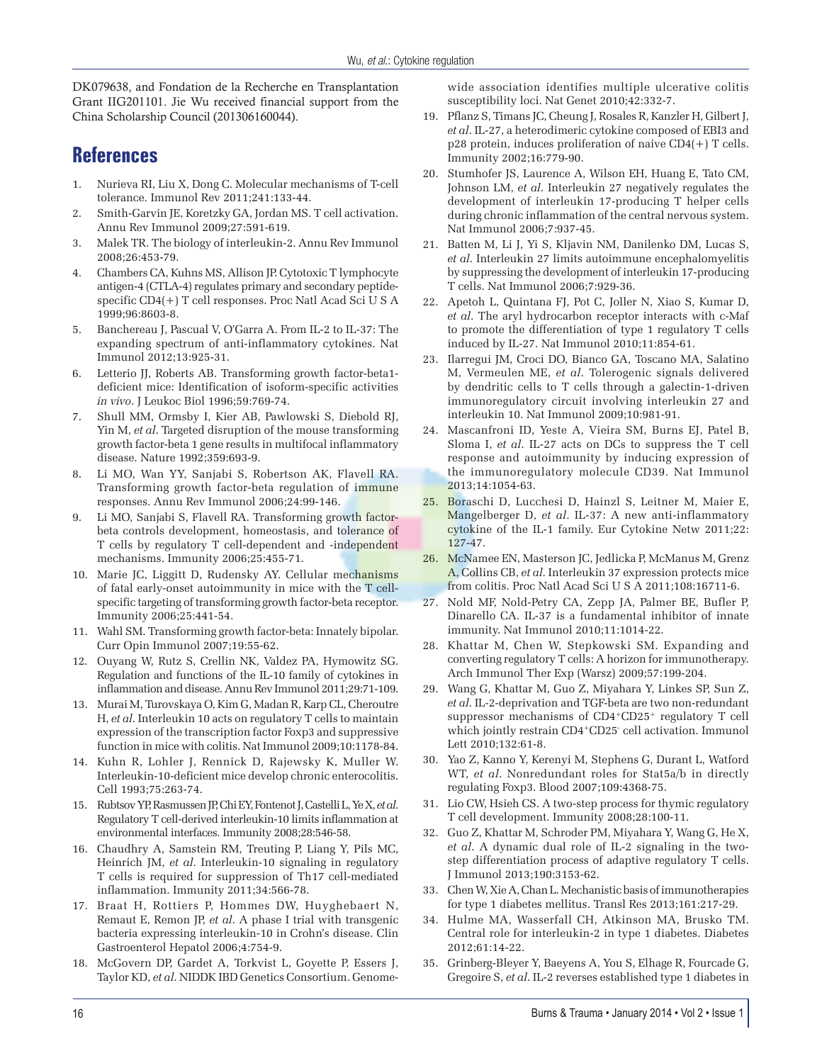DK079638, and Fondation de la Recherche en Transplantation Grant IIG201101. Jie Wu received financial support from the China Scholarship Council (201306160044).

## References

1. Nurieva RI, Liu X, Dong C. Molecular mechanisms of T-cell tolerance. Immunol Rev 2011;241:133-44.
2. Smith-Garvin JE, Koretzky GA, Jordan MS. T cell activation. Annu Rev Immunol 2009;27:591-619.
3. Malek TR. The biology of interleukin-2. Annu Rev Immunol 2008;26:453-79.
4. Chambers CA, Kuhns MS, Allison JP. Cytotoxic T lymphocyte antigen-4 (CTLA-4) regulates primary and secondary peptide-specific CD4(+) T cell responses. Proc Natl Acad Sci U S A 1999;96:8603-8.
5. Banchereau J, Pascual V, O'Garra A. From IL-2 to IL-37: The expanding spectrum of anti-inflammatory cytokines. Nat Immunol 2012;13:925-31.
6. Letterio JJ, Roberts AB. Transforming growth factor-beta1-deficient mice: Identification of isoform-specific activities *in vivo*. J Leukoc Biol 1996;59:769-74.
7. Shull MM, Ormsby I, Kier AB, Pawlowski S, Diebold RJ, Yin M, *et al*. Targeted disruption of the mouse transforming growth factor-beta 1 gene results in multifocal inflammatory disease. Nature 1992;359:693-9.
8. Li MO, Wan YY, Sanjabi S, Robertson AK, Flavell RA. Transforming growth factor-beta regulation of immune responses. Annu Rev Immunol 2006;24:99-146.
9. Li MO, Sanjabi S, Flavell RA. Transforming growth factor-beta controls development, homeostasis, and tolerance of T cells by regulatory T cell-dependent and -independent mechanisms. Immunity 2006;25:455-71.
10. Marie JC, Liggitt D, Rudensky AY. Cellular mechanisms of fatal early-onset autoimmunity in mice with the T cell-specific targeting of transforming growth factor-beta receptor. Immunity 2006;25:441-54.
11. Wahl SM. Transforming growth factor-beta: Innately bipolar. Curr Opin Immunol 2007;19:55-62.
12. Ouyang W, Rutz S, Crellin NK, Valdez PA, Hymowitz SG. Regulation and functions of the IL-10 family of cytokines in inflammation and disease. Annu Rev Immunol 2011;29:71-109.
13. Murai M, Turovskaya O, Kim G, Madan R, Karp CL, Cheroutre H, *et al*. Interleukin 10 acts on regulatory T cells to maintain expression of the transcription factor Foxp3 and suppressive function in mice with colitis. Nat Immunol 2009;10:1178-84.
14. Kuhn R, Lohler J, Rennick D, Rajewsky K, Muller W. Interleukin-10-deficient mice develop chronic enterocolitis. Cell 1993;75:263-74.
15. Rubtsov YP, Rasmussen JP, Chi EY, Fontenot J, Castelli L, Ye X, *et al*. Regulatory T cell-derived interleukin-10 limits inflammation at environmental interfaces. Immunity 2008;28:546-58.
16. Chaudhry A, Samstein RM, Treuting P, Liang Y, Pils MC, Heinrich JM, *et al*. Interleukin-10 signaling in regulatory T cells is required for suppression of Th17 cell-mediated inflammation. Immunity 2011;34:566-78.
17. Braat H, Rottiers P, Hommes DW, Huyghebaert N, Remaut E, Remon JP, *et al*. A phase I trial with transgenic bacteria expressing interleukin-10 in Crohn's disease. Clin Gastroenterol Hepatol 2006;4:754-9.
18. McGovern DP, Gardet A, Torkvist L, Goyette P, Essers J, Taylor KD, *et al*. NIDDK IBD Genetics Consortium. Genome-wide association identifies multiple ulcerative colitis susceptibility loci. Nat Genet 2010;42:332-7.
19. Pflanz S, Timans JC, Cheung J, Rosales R, Kanzler H, Gilbert J, *et al*. IL-27, a heterodimeric cytokine composed of EBI3 and p28 protein, induces proliferation of naive CD4(+) T cells. Immunity 2002;16:779-90.
20. Stumhofer JS, Laurence A, Wilson EH, Huang E, Tato CM, Johnson LM, *et al*. Interleukin 27 negatively regulates the development of interleukin 17-producing T helper cells during chronic inflammation of the central nervous system. Nat Immunol 2006;7:937-45.
21. Batten M, Li J, Yi S, Kljavin NM, Danilenko DM, Lucas S, *et al*. Interleukin 27 limits autoimmune encephalomyelitis by suppressing the development of interleukin 17-producing T cells. Nat Immunol 2006;7:929-36.
22. Apetoh L, Quintana FJ, Pot C, Joller N, Xiao S, Kumar D, *et al*. The aryl hydrocarbon receptor interacts with c-Maf to promote the differentiation of type 1 regulatory T cells induced by IL-27. Nat Immunol 2010;11:854-61.
23. Ilarregui JM, Croci DO, Bianco GA, Toscano MA, Salatino M, Vermeulen ME, *et al*. Tolerogenic signals delivered by dendritic cells to T cells through a galectin-1-driven immunoregulatory circuit involving interleukin 27 and interleukin 10. Nat Immunol 2009;10:981-91.
24. Mascanfroni ID, Yeste A, Vieira SM, Burns EJ, Patel B, Sloma I, *et al*. IL-27 acts on DCs to suppress the T cell response and autoimmunity by inducing expression of the immunoregulatory molecule CD39. Nat Immunol 2013;14:1054-63.
25. Boraschi D, Lucchesi D, Hainzl S, Leitner M, Maier E, Mangelberger D, *et al*. IL-37: A new anti-inflammatory cytokine of the IL-1 family. Eur Cytokine Netw 2011;22:127-47.
26. McNamee EN, Masterson JC, Jedlicka P, McManus M, Grenz A, Collins CB, *et al*. Interleukin 37 expression protects mice from colitis. Proc Natl Acad Sci U S A 2011;108:16711-6.
27. Nold MF, Nold-Petry CA, Zepp JA, Palmer BE, Bufler P, Dinarello CA. IL-37 is a fundamental inhibitor of innate immunity. Nat Immunol 2010;11:1014-22.
28. Khattar M, Chen W, Stepkowski SM. Expanding and converting regulatory T cells: A horizon for immunotherapy. Arch Immunol Ther Exp (Warsz) 2009;57:199-204.
29. Wang G, Khattar M, Guo Z, Miyahara Y, Linkes SP, Sun Z, *et al*. IL-2-deprivation and TGF-beta are two non-redundant suppressor mechanisms of $CD4^{+}CD25^{+}$ regulatory T cell which jointly restrain $CD4^{+}CD25^{-}$ cell activation. Immunol Lett 2010;132:61-8.
30. Yao Z, Kanno Y, Kerenyi M, Stephens G, Durant L, Watford WT, *et al*. Nonredundant roles for Stat5a/b in directly regulating Foxp3. Blood 2007;109:4368-75.
31. Lio CW, Hsieh CS. A two-step process for thymic regulatory T cell development. Immunity 2008;28:100-11.
32. Guo Z, Khattar M, Schroder PM, Miyahara Y, Wang G, He X, *et al*. A dynamic dual role of IL-2 signaling in the two-step differentiation process of adaptive regulatory T cells. J Immunol 2013;190:3153-62.
33. Chen W, Xie A, Chan L. Mechanistic basis of immunotherapies for type 1 diabetes mellitus. Transl Res 2013;161:217-29.
34. Hulme MA, Wasserfall CH, Atkinson MA, Brusko TM. Central role for interleukin-2 in type 1 diabetes. Diabetes 2012;61:14-22.
35. Grinberg-Bleyer Y, Baeyens A, You S, Elhage R, Fourcade G, Gregoire S, *et al*. IL-2 reverses established type 1 diabetes in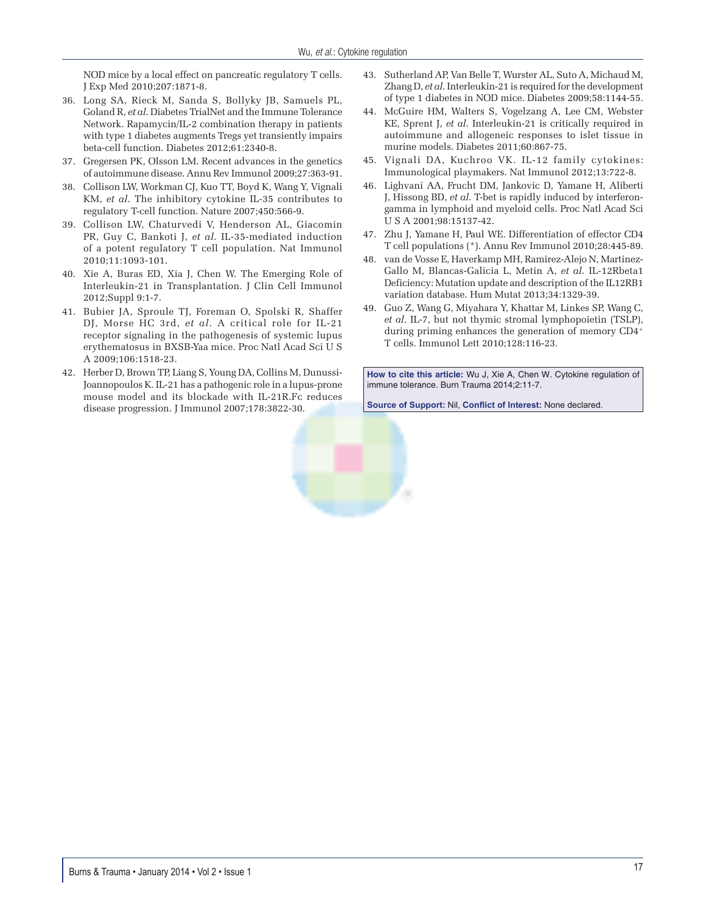NOD mice by a local effect on pancreatic regulatory T cells. J Exp Med 2010;207:1871-8.

36. Long SA, Rieck M, Sanda S, Bollyky JB, Samuels PL, Goland R, *et al*. Diabetes TrialNet and the Immune Tolerance Network. Rapamycin/IL-2 combination therapy in patients with type 1 diabetes augments Tregs yet transiently impairs beta-cell function. Diabetes 2012;61:2340-8.
37. Gregersen PK, Olsson LM. Recent advances in the genetics of autoimmune disease. Annu Rev Immunol 2009;27:363-91.
38. Collison LW, Workman CJ, Kuo TT, Boyd K, Wang Y, Vignali KM, *et al*. The inhibitory cytokine IL-35 contributes to regulatory T-cell function. Nature 2007;450:566-9.
39. Collison LW, Chaturvedi V, Henderson AL, Giacomin PR, Guy C, Bankoti J, *et al*. IL-35-mediated induction of a potent regulatory T cell population. Nat Immunol 2010;11:1093-101.
40. Xie A, Buras ED, Xia J, Chen W. The Emerging Role of Interleukin-21 in Transplantation. J Clin Cell Immunol 2012;Suppl 9:1-7.
41. Bubier JA, Sproule TJ, Foreman O, Spolski R, Shaffer DJ, Morse HC 3rd, *et al*. A critical role for IL-21 receptor signaling in the pathogenesis of systemic lupus erythematosus in BXSB-Yaa mice. Proc Natl Acad Sci U S A 2009;106:1518-23.
42. Herber D, Brown TP, Liang S, Young DA, Collins M, Dunussi-Joannopoulos K. IL-21 has a pathogenic role in a lupus-prone mouse model and its blockade with IL-21R.Fc reduces disease progression. J Immunol 2007;178:3822-30.
43. Sutherland AP, Van Belle T, Wurster AL, Suto A, Michaud M, Zhang D, *et al*. Interleukin-21 is required for the development of type 1 diabetes in NOD mice. Diabetes 2009;58:1144-55.
44. McGuire HM, Walters S, Vogelzang A, Lee CM, Webster KE, Sprent J, *et al*. Interleukin-21 is critically required in autoimmune and allogeneic responses to islet tissue in murine models. Diabetes 2011;60:867-75.
45. Vignali DA, Kuchroo VK. IL-12 family cytokines: Immunological playmakers. Nat Immunol 2012;13:722-8.
46. Lighvani AA, Frucht DM, Jankovic D, Yamane H, Aliberti J, Hissong BD, *et al*. T-bet is rapidly induced by interferon-gamma in lymphoid and myeloid cells. Proc Natl Acad Sci U S A 2001;98:15137-42.
47. Zhu J, Yamane H, Paul WE. Differentiation of effector CD4 T cell populations (*). Annu Rev Immunol 2010;28:445-89.
48. van de Vosse E, Haverkamp MH, Ramirez-Alejo N, Martinez-Gallo M, Blancas-Galicia L, Metin A, *et al*. IL-12Rbeta1 Deficiency: Mutation update and description of the IL12RB1 variation database. Hum Mutat 2013;34:1329-39.
49. Guo Z, Wang G, Miyahara Y, Khattar M, Linkes SP, Wang C, *et al*. IL-7, but not thymic stromal lymphopoietin (TSLP), during priming enhances the generation of memory CD4+ T cells. Immunol Lett 2010;128:116-23.

**How to cite this article:** Wu J, Xie A, Chen W. Cytokine regulation of immune tolerance. Burn Trauma 2014;2:11-7.

**Source of Support:** Nil, **Conflict of Interest:** None declared.